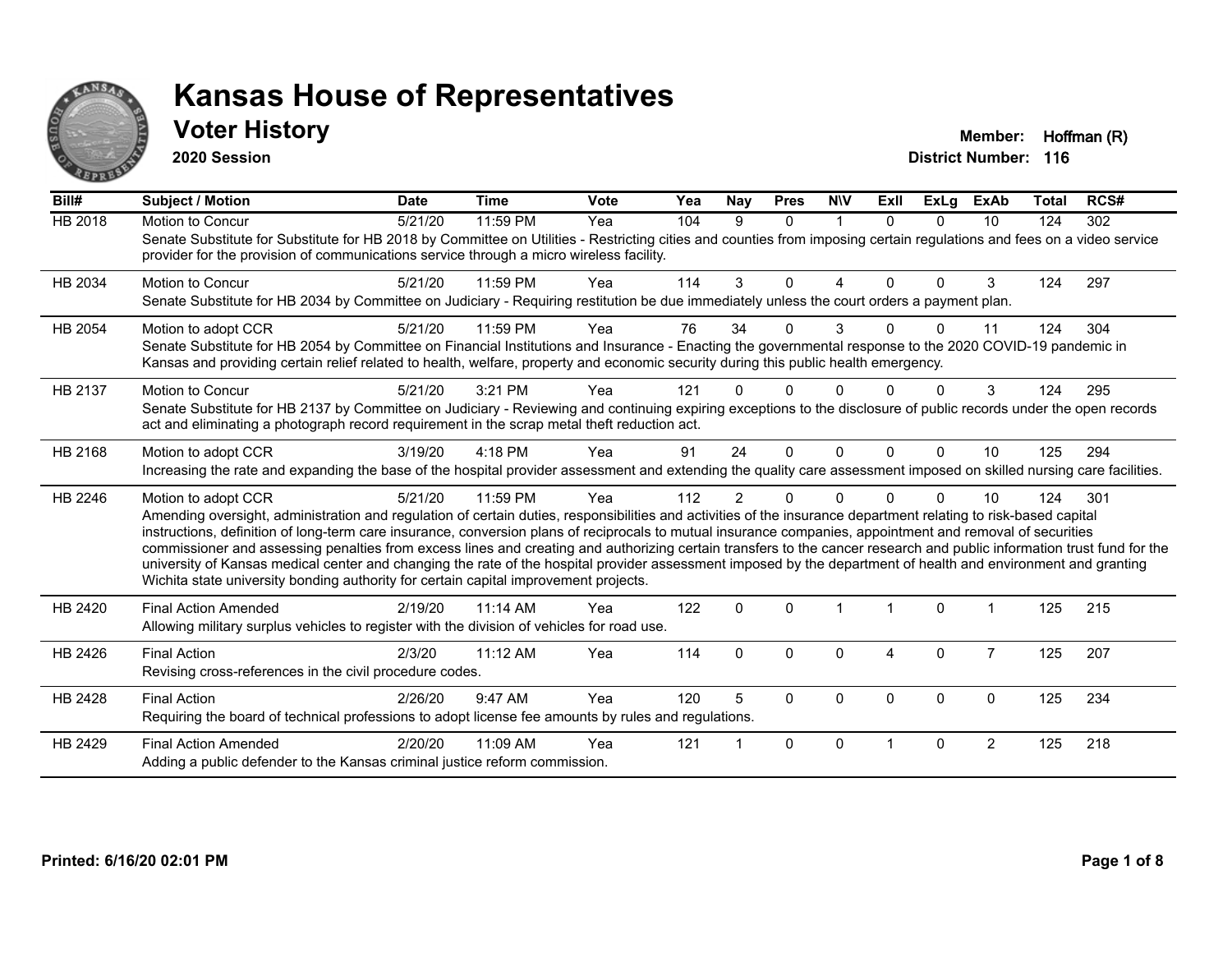# Kansas House of Representatives

## Voter History

**2020 Session**

**Member:** Hoffman (R)

**District Number:** 116

| Bill# | Subject / Motion | Date | Time | Vote | Yea | Nay | Pres | N\V | ExII | ExLg | ExAb | Total | RCS# |
|---|---|---|---|---|---|---|---|---|---|---|---|---|---|
| HB 2018 | Motion to Concur | 5/21/20 | 11:59 PM | Yea | 104 | 9 | 0 | 1 | 0 | 0 | 10 | 124 | 302 |
| | Senate Substitute for Substitute for HB 2018 by Committee on Utilities - Restricting cities and counties from imposing certain regulations and fees on a video service provider for the provision of communications service through a micro wireless facility. | | | | | | | | | | | | |
| HB 2034 | Motion to Concur | 5/21/20 | 11:59 PM | Yea | 114 | 3 | 0 | 4 | 0 | 0 | 3 | 124 | 297 |
| | Senate Substitute for HB 2034 by Committee on Judiciary - Requiring restitution be due immediately unless the court orders a payment plan. | | | | | | | | | | | | |
| HB 2054 | Motion to adopt CCR | 5/21/20 | 11:59 PM | Yea | 76 | 34 | 0 | 3 | 0 | 0 | 11 | 124 | 304 |
| | Senate Substitute for HB 2054 by Committee on Financial Institutions and Insurance - Enacting the governmental response to the 2020 COVID-19 pandemic in Kansas and providing certain relief related to health, welfare, property and economic security during this public health emergency. | | | | | | | | | | | | |
| HB 2137 | Motion to Concur | 5/21/20 | 3:21 PM | Yea | 121 | 0 | 0 | 0 | 0 | 0 | 3 | 124 | 295 |
| | Senate Substitute for HB 2137 by Committee on Judiciary - Reviewing and continuing expiring exceptions to the disclosure of public records under the open records act and eliminating a photograph record requirement in the scrap metal theft reduction act. | | | | | | | | | | | | |
| HB 2168 | Motion to adopt CCR | 3/19/20 | 4:18 PM | Yea | 91 | 24 | 0 | 0 | 0 | 0 | 10 | 125 | 294 |
| | Increasing the rate and expanding the base of the hospital provider assessment and extending the quality care assessment imposed on skilled nursing care facilities. | | | | | | | | | | | | |
| HB 2246 | Motion to adopt CCR | 5/21/20 | 11:59 PM | Yea | 112 | 2 | 0 | 0 | 0 | 0 | 10 | 124 | 301 |
| | Amending oversight, administration and regulation of certain duties, responsibilities and activities of the insurance department relating to risk-based capital instructions, definition of long-term care insurance, conversion plans of reciprocals to mutual insurance companies, appointment and removal of securities commissioner and assessing penalties from excess lines and creating and authorizing certain transfers to the cancer research and public information trust fund for the university of Kansas medical center and changing the rate of the hospital provider assessment imposed by the department of health and environment and granting Wichita state university bonding authority for certain capital improvement projects. | | | | | | | | | | | | |
| HB 2420 | Final Action Amended | 2/19/20 | 11:14 AM | Yea | 122 | 0 | 0 | 1 | 1 | 0 | 1 | 125 | 215 |
| | Allowing military surplus vehicles to register with the division of vehicles for road use. | | | | | | | | | | | | |
| HB 2426 | Final Action | 2/3/20 | 11:12 AM | Yea | 114 | 0 | 0 | 0 | 4 | 0 | 7 | 125 | 207 |
| | Revising cross-references in the civil procedure codes. | | | | | | | | | | | | |
| HB 2428 | Final Action | 2/26/20 | 9:47 AM | Yea | 120 | 5 | 0 | 0 | 0 | 0 | 0 | 125 | 234 |
| | Requiring the board of technical professions to adopt license fee amounts by rules and regulations. | | | | | | | | | | | | |
| HB 2429 | Final Action Amended | 2/20/20 | 11:09 AM | Yea | 121 | 1 | 0 | 0 | 1 | 0 | 2 | 125 | 218 |
| | Adding a public defender to the Kansas criminal justice reform commission. | | | | | | | | | | | | |

**Printed: 6/16/20 02:01 PM**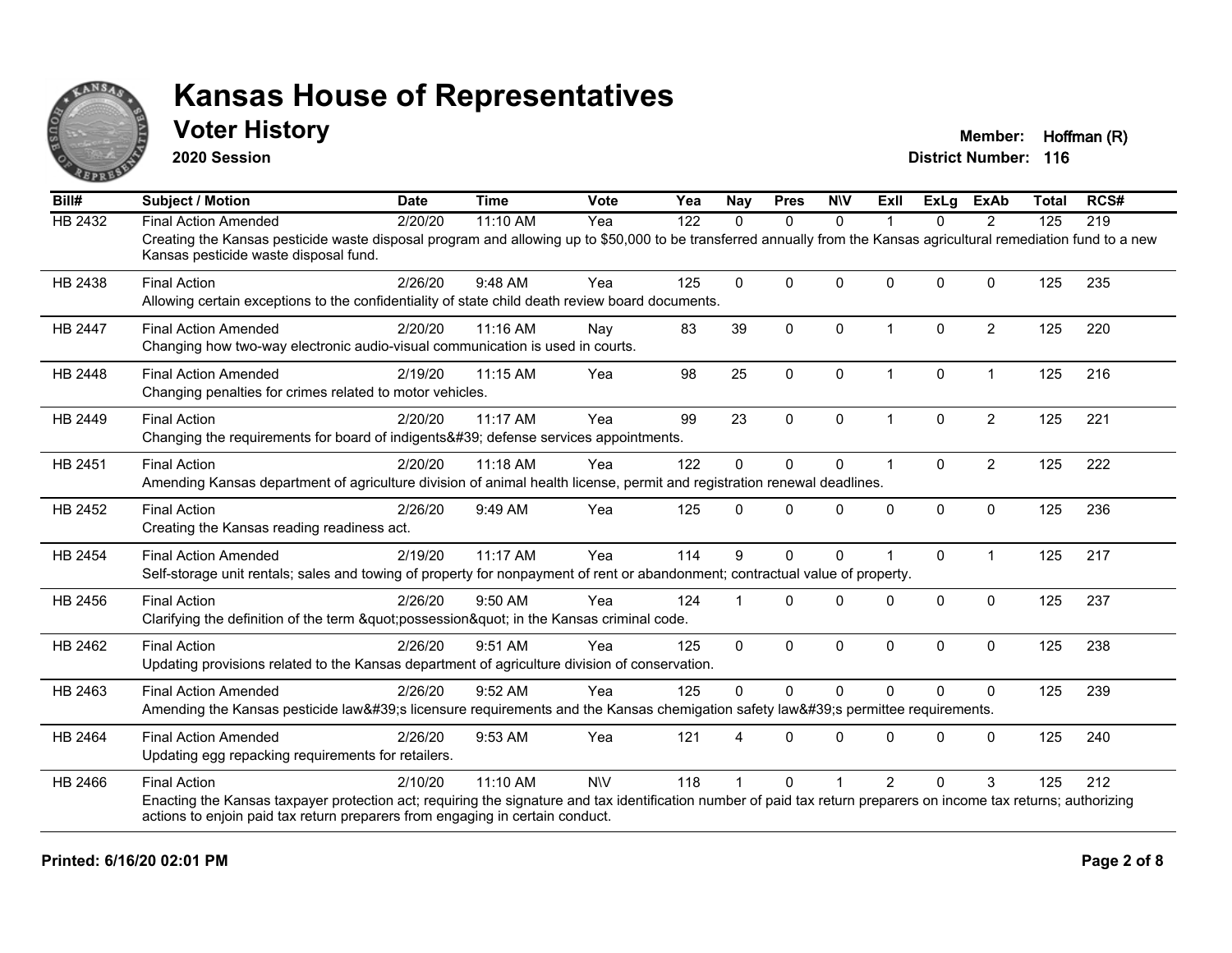# Kansas House of Representatives

## Voter History

**2020 Session**

**Member:** Hoffman (R)
**District Number:** 116

| Bill# | Subject / Motion | Date | Time | Vote | Yea | Nay | Pres | N\V | ExII | ExLg | ExAb | Total | RCS# |
|---|---|---|---|---|---|---|---|---|---|---|---|---|---|
| HB 2432 | Final Action Amended | 2/20/20 | 11:10 AM | Yea | 122 | 0 | 0 | 0 | 1 | 0 | 2 | 125 | 219 |
| | Creating the Kansas pesticide waste disposal program and allowing up to $50,000 to be transferred annually from the Kansas agricultural remediation fund to a new Kansas pesticide waste disposal fund. | | | | | | | | | | | | |
| HB 2438 | Final Action | 2/26/20 | 9:48 AM | Yea | 125 | 0 | 0 | 0 | 0 | 0 | 0 | 125 | 235 |
| | Allowing certain exceptions to the confidentiality of state child death review board documents. | | | | | | | | | | | | |
| HB 2447 | Final Action Amended | 2/20/20 | 11:16 AM | Nay | 83 | 39 | 0 | 0 | 1 | 0 | 2 | 125 | 220 |
| | Changing how two-way electronic audio-visual communication is used in courts. | | | | | | | | | | | | |
| HB 2448 | Final Action Amended | 2/19/20 | 11:15 AM | Yea | 98 | 25 | 0 | 0 | 1 | 0 | 1 | 125 | 216 |
| | Changing penalties for crimes related to motor vehicles. | | | | | | | | | | | | |
| HB 2449 | Final Action | 2/20/20 | 11:17 AM | Yea | 99 | 23 | 0 | 0 | 1 | 0 | 2 | 125 | 221 |
| | Changing the requirements for board of indigents&#39; defense services appointments. | | | | | | | | | | | | |
| HB 2451 | Final Action | 2/20/20 | 11:18 AM | Yea | 122 | 0 | 0 | 0 | 1 | 0 | 2 | 125 | 222 |
| | Amending Kansas department of agriculture division of animal health license, permit and registration renewal deadlines. | | | | | | | | | | | | |
| HB 2452 | Final Action | 2/26/20 | 9:49 AM | Yea | 125 | 0 | 0 | 0 | 0 | 0 | 0 | 125 | 236 |
| | Creating the Kansas reading readiness act. | | | | | | | | | | | | |
| HB 2454 | Final Action Amended | 2/19/20 | 11:17 AM | Yea | 114 | 9 | 0 | 0 | 1 | 0 | 1 | 125 | 217 |
| | Self-storage unit rentals; sales and towing of property for nonpayment of rent or abandonment; contractual value of property. | | | | | | | | | | | | |
| HB 2456 | Final Action | 2/26/20 | 9:50 AM | Yea | 124 | 1 | 0 | 0 | 0 | 0 | 0 | 125 | 237 |
| | Clarifying the definition of the term &quot;possession&quot; in the Kansas criminal code. | | | | | | | | | | | | |
| HB 2462 | Final Action | 2/26/20 | 9:51 AM | Yea | 125 | 0 | 0 | 0 | 0 | 0 | 0 | 125 | 238 |
| | Updating provisions related to the Kansas department of agriculture division of conservation. | | | | | | | | | | | | |
| HB 2463 | Final Action Amended | 2/26/20 | 9:52 AM | Yea | 125 | 0 | 0 | 0 | 0 | 0 | 0 | 125 | 239 |
| | Amending the Kansas pesticide law&#39;s licensure requirements and the Kansas chemigation safety law&#39;s permittee requirements. | | | | | | | | | | | | |
| HB 2464 | Final Action Amended | 2/26/20 | 9:53 AM | Yea | 121 | 4 | 0 | 0 | 0 | 0 | 0 | 125 | 240 |
| | Updating egg repacking requirements for retailers. | | | | | | | | | | | | |
| HB 2466 | Final Action | 2/10/20 | 11:10 AM | N\V | 118 | 1 | 0 | 1 | 2 | 0 | 3 | 125 | 212 |
| | Enacting the Kansas taxpayer protection act; requiring the signature and tax identification number of paid tax return preparers on income tax returns; authorizing actions to enjoin paid tax return preparers from engaging in certain conduct. | | | | | | | | | | | | |

**Printed: 6/16/20 02:01 PM**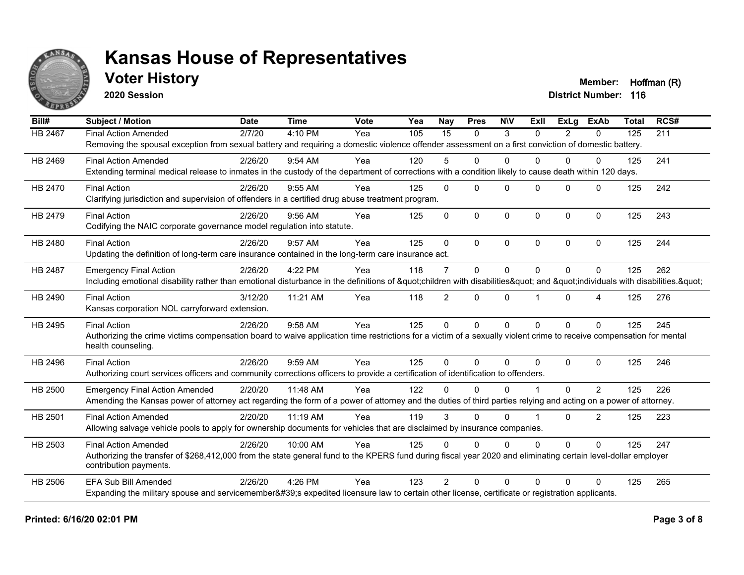# Kansas House of Representatives

## Voter History

**2020 Session**

**Member:** Hoffman (R)
**District Number:** 116

| Bill# | Subject / Motion | Date | Time | Vote | Yea | Nay | Pres | N\V | ExII | ExLg | ExAb | Total | RCS# |
|---|---|---|---|---|---|---|---|---|---|---|---|---|---|
| HB 2467 | Final Action Amended | 2/7/20 | 4:10 PM | Yea | 105 | 15 | 0 | 3 | 0 | 2 | 0 | 125 | 211 |
| | Removing the spousal exception from sexual battery and requiring a domestic violence offender assessment on a first conviction of domestic battery. | | | | | | | | | | | | |
| HB 2469 | Final Action Amended | 2/26/20 | 9:54 AM | Yea | 120 | 5 | 0 | 0 | 0 | 0 | 0 | 125 | 241 |
| | Extending terminal medical release to inmates in the custody of the department of corrections with a condition likely to cause death within 120 days. | | | | | | | | | | | | |
| HB 2470 | Final Action | 2/26/20 | 9:55 AM | Yea | 125 | 0 | 0 | 0 | 0 | 0 | 0 | 125 | 242 |
| | Clarifying jurisdiction and supervision of offenders in a certified drug abuse treatment program. | | | | | | | | | | | | |
| HB 2479 | Final Action | 2/26/20 | 9:56 AM | Yea | 125 | 0 | 0 | 0 | 0 | 0 | 0 | 125 | 243 |
| | Codifying the NAIC corporate governance model regulation into statute. | | | | | | | | | | | | |
| HB 2480 | Final Action | 2/26/20 | 9:57 AM | Yea | 125 | 0 | 0 | 0 | 0 | 0 | 0 | 125 | 244 |
| | Updating the definition of long-term care insurance contained in the long-term care insurance act. | | | | | | | | | | | | |
| HB 2487 | Emergency Final Action | 2/26/20 | 4:22 PM | Yea | 118 | 7 | 0 | 0 | 0 | 0 | 0 | 125 | 262 |
| | Including emotional disability rather than emotional disturbance in the definitions of &quot;children with disabilities&quot; and &quot;individuals with disabilities.&quot; | | | | | | | | | | | | |
| HB 2490 | Final Action | 3/12/20 | 11:21 AM | Yea | 118 | 2 | 0 | 0 | 1 | 0 | 4 | 125 | 276 |
| | Kansas corporation NOL carryforward extension. | | | | | | | | | | | | |
| HB 2495 | Final Action | 2/26/20 | 9:58 AM | Yea | 125 | 0 | 0 | 0 | 0 | 0 | 0 | 125 | 245 |
| | Authorizing the crime victims compensation board to waive application time restrictions for a victim of a sexually violent crime to receive compensation for mental health counseling. | | | | | | | | | | | | |
| HB 2496 | Final Action | 2/26/20 | 9:59 AM | Yea | 125 | 0 | 0 | 0 | 0 | 0 | 0 | 125 | 246 |
| | Authorizing court services officers and community corrections officers to provide a certification of identification to offenders. | | | | | | | | | | | | |
| HB 2500 | Emergency Final Action Amended | 2/20/20 | 11:48 AM | Yea | 122 | 0 | 0 | 0 | 1 | 0 | 2 | 125 | 226 |
| | Amending the Kansas power of attorney act regarding the form of a power of attorney and the duties of third parties relying and acting on a power of attorney. | | | | | | | | | | | | |
| HB 2501 | Final Action Amended | 2/20/20 | 11:19 AM | Yea | 119 | 3 | 0 | 0 | 1 | 0 | 2 | 125 | 223 |
| | Allowing salvage vehicle pools to apply for ownership documents for vehicles that are disclaimed by insurance companies. | | | | | | | | | | | | |
| HB 2503 | Final Action Amended | 2/26/20 | 10:00 AM | Yea | 125 | 0 | 0 | 0 | 0 | 0 | 0 | 125 | 247 |
| | Authorizing the transfer of $268,412,000 from the state general fund to the KPERS fund during fiscal year 2020 and eliminating certain level-dollar employer contribution payments. | | | | | | | | | | | | |
| HB 2506 | EFA Sub Bill Amended | 2/26/20 | 4:26 PM | Yea | 123 | 2 | 0 | 0 | 0 | 0 | 0 | 125 | 265 |
| | Expanding the military spouse and servicemember&#39;s expedited licensure law to certain other license, certificate or registration applicants. | | | | | | | | | | | | |

**Printed: 6/16/20 02:01 PM**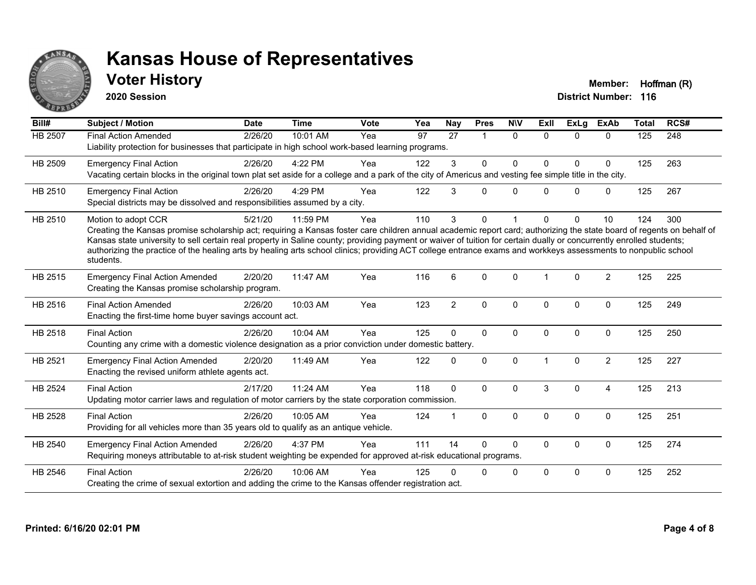# Kansas House of Representatives

## Voter History

**2020 Session**

**Member:** Hoffman (R)
**District Number:** 116

| Bill# | Subject / Motion | Date | Time | Vote | Yea | Nay | Pres | N\V | ExII | ExLg | ExAb | Total | RCS# |
|---|---|---|---|---|---|---|---|---|---|---|---|---|---|
| HB 2507 | Final Action Amended | 2/26/20 | 10:01 AM | Yea | 97 | 27 | 1 | 0 | 0 | 0 | 0 | 125 | 248 |
| | Liability protection for businesses that participate in high school work-based learning programs. | | | | | | | | | | | | |
| HB 2509 | Emergency Final Action | 2/26/20 | 4:22 PM | Yea | 122 | 3 | 0 | 0 | 0 | 0 | 0 | 125 | 263 |
| | Vacating certain blocks in the original town plat set aside for a college and a park of the city of Americus and vesting fee simple title in the city. | | | | | | | | | | | | |
| HB 2510 | Emergency Final Action | 2/26/20 | 4:29 PM | Yea | 122 | 3 | 0 | 0 | 0 | 0 | 0 | 125 | 267 |
| | Special districts may be dissolved and responsibilities assumed by a city. | | | | | | | | | | | | |
| HB 2510 | Motion to adopt CCR | 5/21/20 | 11:59 PM | Yea | 110 | 3 | 0 | 1 | 0 | 0 | 10 | 124 | 300 |
| | Creating the Kansas promise scholarship act; requiring a Kansas foster care children annual academic report card; authorizing the state board of regents on behalf of Kansas state university to sell certain real property in Saline county; providing payment or waiver of tuition for certain dually or concurrently enrolled students; authorizing the practice of the healing arts by healing arts school clinics; providing ACT college entrance exams and workkeys assessments to nonpublic school students. | | | | | | | | | | | | |
| HB 2515 | Emergency Final Action Amended | 2/20/20 | 11:47 AM | Yea | 116 | 6 | 0 | 0 | 1 | 0 | 2 | 125 | 225 |
| | Creating the Kansas promise scholarship program. | | | | | | | | | | | | |
| HB 2516 | Final Action Amended | 2/26/20 | 10:03 AM | Yea | 123 | 2 | 0 | 0 | 0 | 0 | 0 | 125 | 249 |
| | Enacting the first-time home buyer savings account act. | | | | | | | | | | | | |
| HB 2518 | Final Action | 2/26/20 | 10:04 AM | Yea | 125 | 0 | 0 | 0 | 0 | 0 | 0 | 125 | 250 |
| | Counting any crime with a domestic violence designation as a prior conviction under domestic battery. | | | | | | | | | | | | |
| HB 2521 | Emergency Final Action Amended | 2/20/20 | 11:49 AM | Yea | 122 | 0 | 0 | 0 | 1 | 0 | 2 | 125 | 227 |
| | Enacting the revised uniform athlete agents act. | | | | | | | | | | | | |
| HB 2524 | Final Action | 2/17/20 | 11:24 AM | Yea | 118 | 0 | 0 | 0 | 3 | 0 | 4 | 125 | 213 |
| | Updating motor carrier laws and regulation of motor carriers by the state corporation commission. | | | | | | | | | | | | |
| HB 2528 | Final Action | 2/26/20 | 10:05 AM | Yea | 124 | 1 | 0 | 0 | 0 | 0 | 0 | 125 | 251 |
| | Providing for all vehicles more than 35 years old to qualify as an antique vehicle. | | | | | | | | | | | | |
| HB 2540 | Emergency Final Action Amended | 2/26/20 | 4:37 PM | Yea | 111 | 14 | 0 | 0 | 0 | 0 | 0 | 125 | 274 |
| | Requiring moneys attributable to at-risk student weighting be expended for approved at-risk educational programs. | | | | | | | | | | | | |
| HB 2546 | Final Action | 2/26/20 | 10:06 AM | Yea | 125 | 0 | 0 | 0 | 0 | 0 | 0 | 125 | 252 |
| | Creating the crime of sexual extortion and adding the crime to the Kansas offender registration act. | | | | | | | | | | | | |

**Printed: 6/16/20 02:01 PM**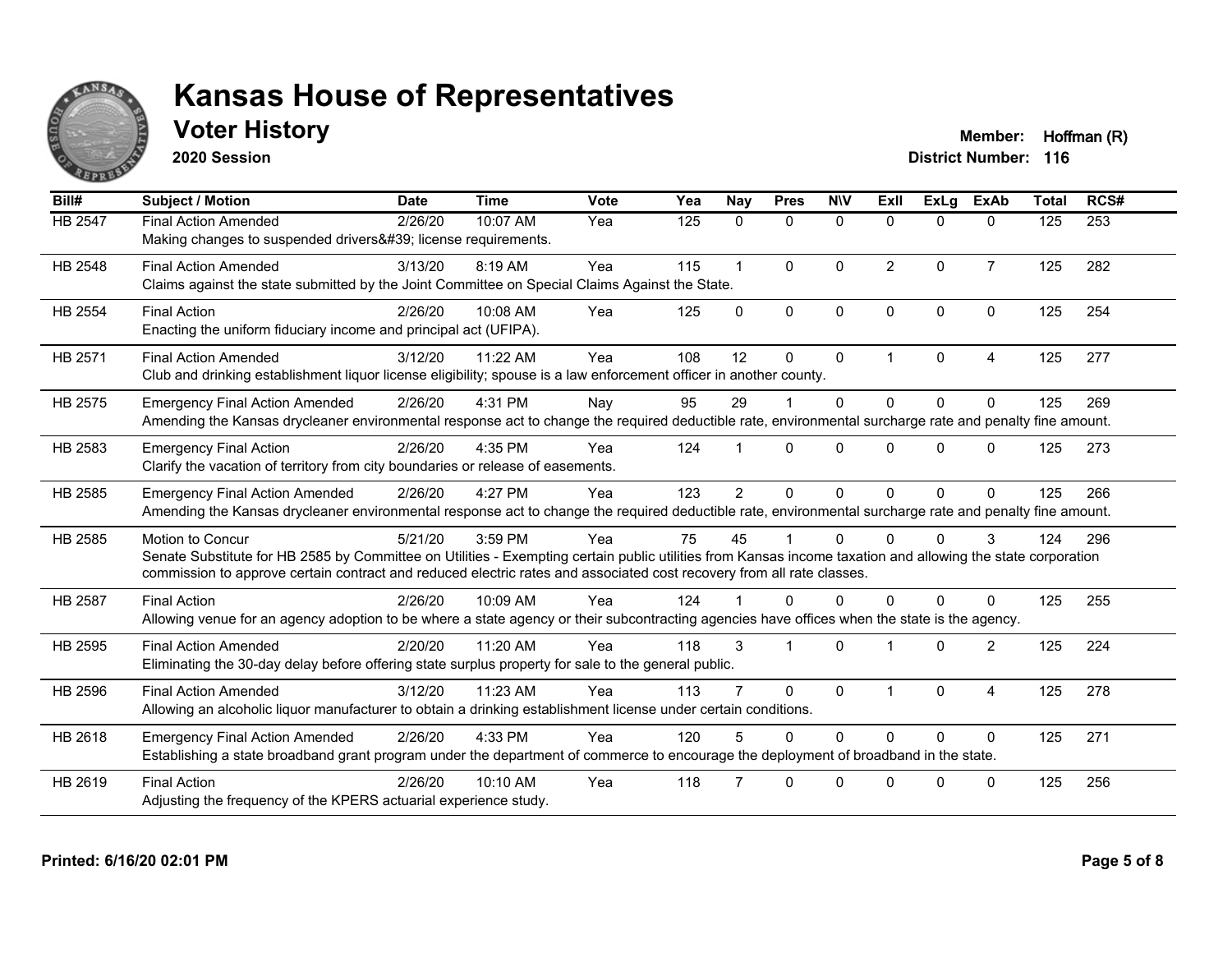# Kansas House of Representatives

## Voter History

**2020 Session**

**Member:** Hoffman (R)
**District Number:** 116

| Bill# | Subject / Motion | Date | Time | Vote | Yea | Nay | Pres | N\V | ExII | ExLg | ExAb | Total | RCS# |
|---|---|---|---|---|---|---|---|---|---|---|---|---|---|
| HB 2547 | Final Action Amended | 2/26/20 | 10:07 AM | Yea | 125 | 0 | 0 | 0 | 0 | 0 | 0 | 125 | 253 |
| | Making changes to suspended drivers&#39; license requirements. | | | | | | | | | | | | |
| HB 2548 | Final Action Amended | 3/13/20 | 8:19 AM | Yea | 115 | 1 | 0 | 0 | 2 | 0 | 7 | 125 | 282 |
| | Claims against the state submitted by the Joint Committee on Special Claims Against the State. | | | | | | | | | | | | |
| HB 2554 | Final Action | 2/26/20 | 10:08 AM | Yea | 125 | 0 | 0 | 0 | 0 | 0 | 0 | 125 | 254 |
| | Enacting the uniform fiduciary income and principal act (UFIPA). | | | | | | | | | | | | |
| HB 2571 | Final Action Amended | 3/12/20 | 11:22 AM | Yea | 108 | 12 | 0 | 0 | 1 | 0 | 4 | 125 | 277 |
| | Club and drinking establishment liquor license eligibility; spouse is a law enforcement officer in another county. | | | | | | | | | | | | |
| HB 2575 | Emergency Final Action Amended | 2/26/20 | 4:31 PM | Nay | 95 | 29 | 1 | 0 | 0 | 0 | 0 | 125 | 269 |
| | Amending the Kansas drycleaner environmental response act to change the required deductible rate, environmental surcharge rate and penalty fine amount. | | | | | | | | | | | | |
| HB 2583 | Emergency Final Action | 2/26/20 | 4:35 PM | Yea | 124 | 1 | 0 | 0 | 0 | 0 | 0 | 125 | 273 |
| | Clarify the vacation of territory from city boundaries or release of easements. | | | | | | | | | | | | |
| HB 2585 | Emergency Final Action Amended | 2/26/20 | 4:27 PM | Yea | 123 | 2 | 0 | 0 | 0 | 0 | 0 | 125 | 266 |
| | Amending the Kansas drycleaner environmental response act to change the required deductible rate, environmental surcharge rate and penalty fine amount. | | | | | | | | | | | | |
| HB 2585 | Motion to Concur | 5/21/20 | 3:59 PM | Yea | 75 | 45 | 1 | 0 | 0 | 0 | 3 | 124 | 296 |
| | Senate Substitute for HB 2585 by Committee on Utilities - Exempting certain public utilities from Kansas income taxation and allowing the state corporation commission to approve certain contract and reduced electric rates and associated cost recovery from all rate classes. | | | | | | | | | | | | |
| HB 2587 | Final Action | 2/26/20 | 10:09 AM | Yea | 124 | 1 | 0 | 0 | 0 | 0 | 0 | 125 | 255 |
| | Allowing venue for an agency adoption to be where a state agency or their subcontracting agencies have offices when the state is the agency. | | | | | | | | | | | | |
| HB 2595 | Final Action Amended | 2/20/20 | 11:20 AM | Yea | 118 | 3 | 1 | 0 | 1 | 0 | 2 | 125 | 224 |
| | Eliminating the 30-day delay before offering state surplus property for sale to the general public. | | | | | | | | | | | | |
| HB 2596 | Final Action Amended | 3/12/20 | 11:23 AM | Yea | 113 | 7 | 0 | 0 | 1 | 0 | 4 | 125 | 278 |
| | Allowing an alcoholic liquor manufacturer to obtain a drinking establishment license under certain conditions. | | | | | | | | | | | | |
| HB 2618 | Emergency Final Action Amended | 2/26/20 | 4:33 PM | Yea | 120 | 5 | 0 | 0 | 0 | 0 | 0 | 125 | 271 |
| | Establishing a state broadband grant program under the department of commerce to encourage the deployment of broadband in the state. | | | | | | | | | | | | |
| HB 2619 | Final Action | 2/26/20 | 10:10 AM | Yea | 118 | 7 | 0 | 0 | 0 | 0 | 0 | 125 | 256 |
| | Adjusting the frequency of the KPERS actuarial experience study. | | | | | | | | | | | | |

**Printed: 6/16/20 02:01 PM**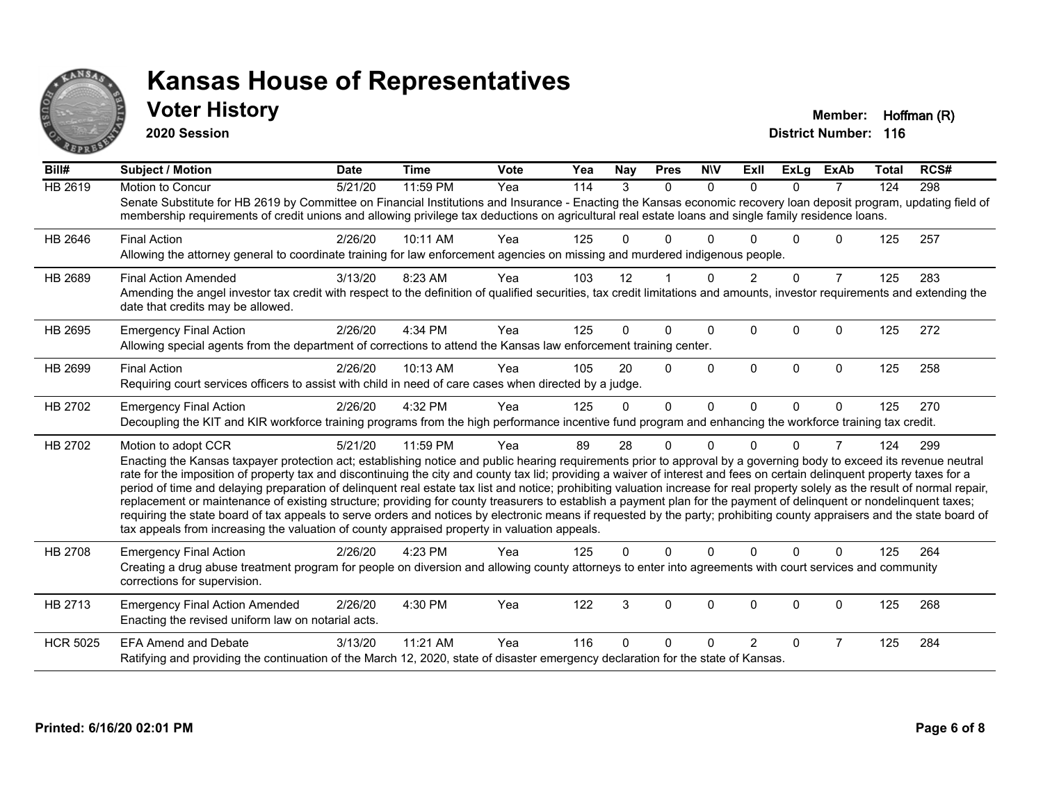# Kansas House of Representatives

## Voter History

**2020 Session**

**Member:** Hoffman (R)
**District Number:** 116

| Bill# | Subject / Motion | Date | Time | Vote | Yea | Nay | Pres | N\V | ExII | ExLg | ExAb | Total | RCS# |
|---|---|---|---|---|---|---|---|---|---|---|---|---|---|
| HB 2619 | Motion to Concur | 5/21/20 | 11:59 PM | Yea | 114 | 3 | 0 | 0 | 0 | 0 | 7 | 124 | 298 |
| | Senate Substitute for HB 2619 by Committee on Financial Institutions and Insurance - Enacting the Kansas economic recovery loan deposit program, updating field of membership requirements of credit unions and allowing privilege tax deductions on agricultural real estate loans and single family residence loans. | | | | | | | | | | | | |
| HB 2646 | Final Action | 2/26/20 | 10:11 AM | Yea | 125 | 0 | 0 | 0 | 0 | 0 | 0 | 125 | 257 |
| | Allowing the attorney general to coordinate training for law enforcement agencies on missing and murdered indigenous people. | | | | | | | | | | | | |
| HB 2689 | Final Action Amended | 3/13/20 | 8:23 AM | Yea | 103 | 12 | 1 | 0 | 2 | 0 | 7 | 125 | 283 |
| | Amending the angel investor tax credit with respect to the definition of qualified securities, tax credit limitations and amounts, investor requirements and extending the date that credits may be allowed. | | | | | | | | | | | | |
| HB 2695 | Emergency Final Action | 2/26/20 | 4:34 PM | Yea | 125 | 0 | 0 | 0 | 0 | 0 | 0 | 125 | 272 |
| | Allowing special agents from the department of corrections to attend the Kansas law enforcement training center. | | | | | | | | | | | | |
| HB 2699 | Final Action | 2/26/20 | 10:13 AM | Yea | 105 | 20 | 0 | 0 | 0 | 0 | 0 | 125 | 258 |
| | Requiring court services officers to assist with child in need of care cases when directed by a judge. | | | | | | | | | | | | |
| HB 2702 | Emergency Final Action | 2/26/20 | 4:32 PM | Yea | 125 | 0 | 0 | 0 | 0 | 0 | 0 | 125 | 270 |
| | Decoupling the KIT and KIR workforce training programs from the high performance incentive fund program and enhancing the workforce training tax credit. | | | | | | | | | | | | |
| HB 2702 | Motion to adopt CCR | 5/21/20 | 11:59 PM | Yea | 89 | 28 | 0 | 0 | 0 | 0 | 7 | 124 | 299 |
| | Enacting the Kansas taxpayer protection act; establishing notice and public hearing requirements prior to approval by a governing body to exceed its revenue neutral rate for the imposition of property tax and discontinuing the city and county tax lid; providing a waiver of interest and fees on certain delinquent property taxes for a period of time and delaying preparation of delinquent real estate tax list and notice; prohibiting valuation increase for real property solely as the result of normal repair, replacement or maintenance of existing structure; providing for county treasurers to establish a payment plan for the payment of delinquent or nondelinquent taxes; requiring the state board of tax appeals to serve orders and notices by electronic means if requested by the party; prohibiting county appraisers and the state board of tax appeals from increasing the valuation of county appraised property in valuation appeals. | | | | | | | | | | | | |
| HB 2708 | Emergency Final Action | 2/26/20 | 4:23 PM | Yea | 125 | 0 | 0 | 0 | 0 | 0 | 0 | 125 | 264 |
| | Creating a drug abuse treatment program for people on diversion and allowing county attorneys to enter into agreements with court services and community corrections for supervision. | | | | | | | | | | | | |
| HB 2713 | Emergency Final Action Amended | 2/26/20 | 4:30 PM | Yea | 122 | 3 | 0 | 0 | 0 | 0 | 0 | 125 | 268 |
| | Enacting the revised uniform law on notarial acts. | | | | | | | | | | | | |
| HCR 5025 | EFA Amend and Debate | 3/13/20 | 11:21 AM | Yea | 116 | 0 | 0 | 0 | 2 | 0 | 7 | 125 | 284 |
| | Ratifying and providing the continuation of the March 12, 2020, state of disaster emergency declaration for the state of Kansas. | | | | | | | | | | | | |

**Printed: 6/16/20 02:01 PM**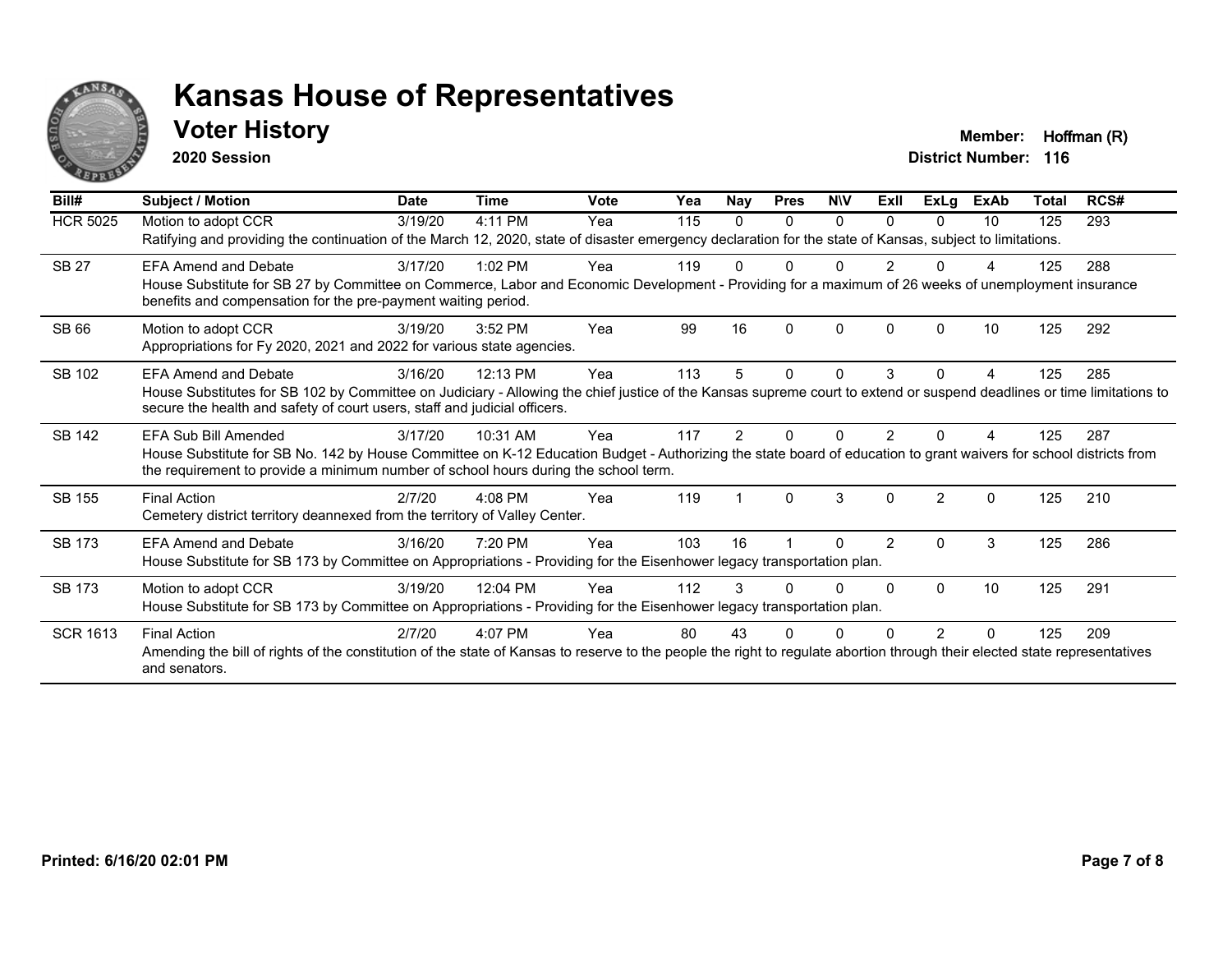# Kansas House of Representatives

## Voter History

**2020 Session**

**Member:** Hoffman (R)
**District Number:** 116

| Bill# | Subject / Motion | Date | Time | Vote | Yea | Nay | Pres | N\V | ExII | ExLg | ExAb | Total | RCS# |
|---|---|---|---|---|---|---|---|---|---|---|---|---|---|
| HCR 5025 | Motion to adopt CCR | 3/19/20 | 4:11 PM | Yea | 115 | 0 | 0 | 0 | 0 | 0 | 10 | 125 | 293 |
| | Ratifying and providing the continuation of the March 12, 2020, state of disaster emergency declaration for the state of Kansas, subject to limitations. | | | | | | | | | | | | |
| SB 27 | EFA Amend and Debate | 3/17/20 | 1:02 PM | Yea | 119 | 0 | 0 | 0 | 2 | 0 | 4 | 125 | 288 |
| | House Substitute for SB 27 by Committee on Commerce, Labor and Economic Development - Providing for a maximum of 26 weeks of unemployment insurance benefits and compensation for the pre-payment waiting period. | | | | | | | | | | | | |
| SB 66 | Motion to adopt CCR | 3/19/20 | 3:52 PM | Yea | 99 | 16 | 0 | 0 | 0 | 0 | 10 | 125 | 292 |
| | Appropriations for Fy 2020, 2021 and 2022 for various state agencies. | | | | | | | | | | | | |
| SB 102 | EFA Amend and Debate | 3/16/20 | 12:13 PM | Yea | 113 | 5 | 0 | 0 | 3 | 0 | 4 | 125 | 285 |
| | House Substitutes for SB 102 by Committee on Judiciary - Allowing the chief justice of the Kansas supreme court to extend or suspend deadlines or time limitations to secure the health and safety of court users, staff and judicial officers. | | | | | | | | | | | | |
| SB 142 | EFA Sub Bill Amended | 3/17/20 | 10:31 AM | Yea | 117 | 2 | 0 | 0 | 2 | 0 | 4 | 125 | 287 |
| | House Substitute for SB No. 142 by House Committee on K-12 Education Budget - Authorizing the state board of education to grant waivers for school districts from the requirement to provide a minimum number of school hours during the school term. | | | | | | | | | | | | |
| SB 155 | Final Action | 2/7/20 | 4:08 PM | Yea | 119 | 1 | 0 | 3 | 0 | 2 | 0 | 125 | 210 |
| | Cemetery district territory deannexed from the territory of Valley Center. | | | | | | | | | | | | |
| SB 173 | EFA Amend and Debate | 3/16/20 | 7:20 PM | Yea | 103 | 16 | 1 | 0 | 2 | 0 | 3 | 125 | 286 |
| | House Substitute for SB 173 by Committee on Appropriations - Providing for the Eisenhower legacy transportation plan. | | | | | | | | | | | | |
| SB 173 | Motion to adopt CCR | 3/19/20 | 12:04 PM | Yea | 112 | 3 | 0 | 0 | 0 | 0 | 10 | 125 | 291 |
| | House Substitute for SB 173 by Committee on Appropriations - Providing for the Eisenhower legacy transportation plan. | | | | | | | | | | | | |
| SCR 1613 | Final Action | 2/7/20 | 4:07 PM | Yea | 80 | 43 | 0 | 0 | 0 | 2 | 0 | 125 | 209 |
| | Amending the bill of rights of the constitution of the state of Kansas to reserve to the people the right to regulate abortion through their elected state representatives and senators. | | | | | | | | | | | | |

**Printed: 6/16/20 02:01 PM**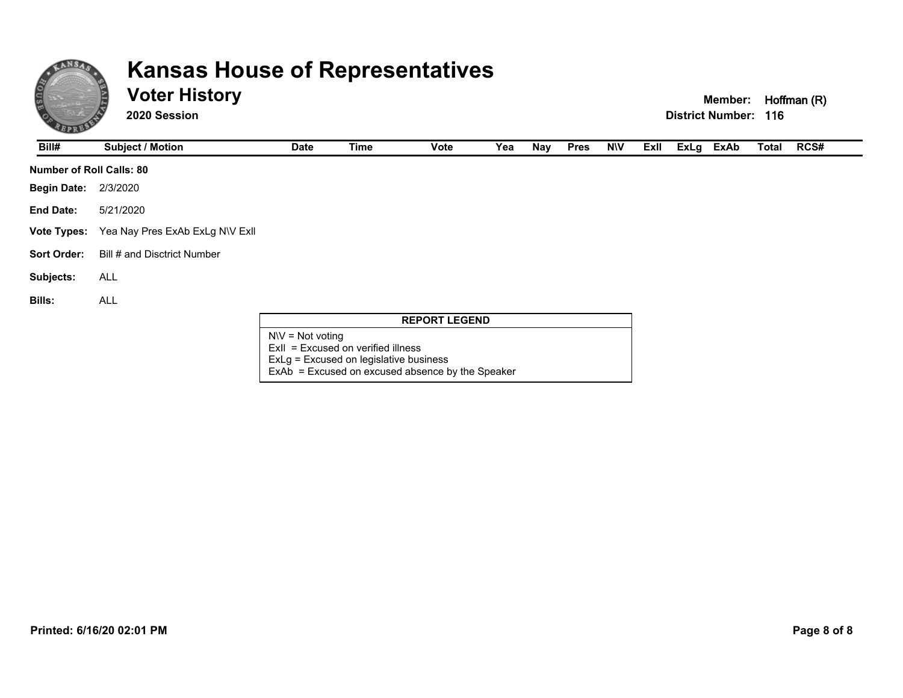# Kansas House of Representatives

## Voter History

**2020 Session**

**Member:** Hoffman (R)
**District Number:** 116

| Bill# | Subject / Motion | Date | Time | Vote | Yea | Nay | Pres | N\V | ExIl | ExLg | ExAb | Total | RCS# |
|---|---|---|---|---|---|---|---|---|---|---|---|---|---|

**Number of Roll Calls: 80**

**Begin Date:** 2/3/2020

**End Date:** 5/21/2020

**Vote Types:** Yea Nay Pres ExAb ExLg N\V ExIl

**Sort Order:** Bill # and Disctrict Number

**Subjects:** ALL

**Bills:** ALL

| REPORT LEGEND |
|---|
| N\V = Not voting |
| ExIl = Excused on verified illness |
| ExLg = Excused on legislative business |
| ExAb = Excused on excused absence by the Speaker |

Printed: 6/16/20 02:01 PM